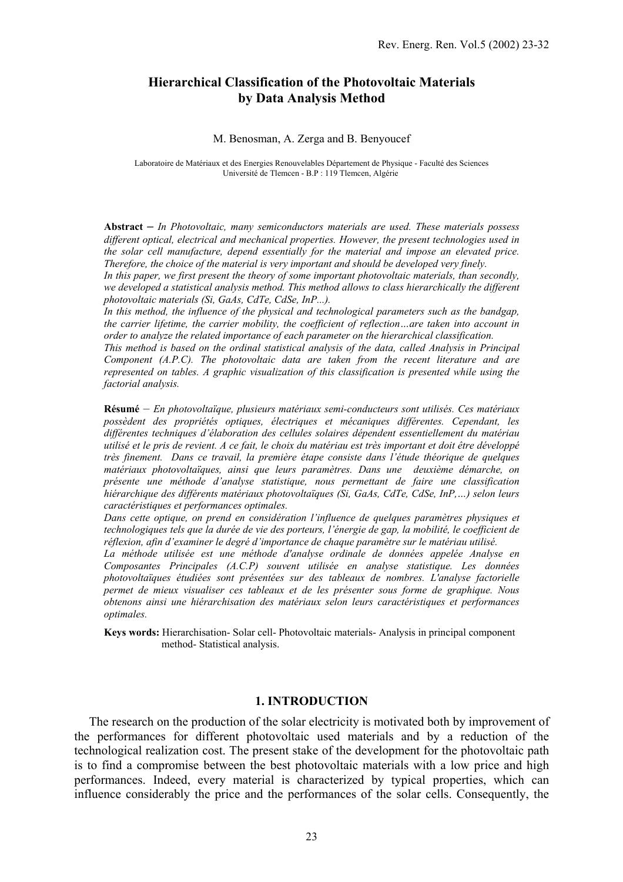# Hierarchical Classification of the Photovoltaic Materials by Data Analysis Method

M. Benosman, A. Zerga and B. Benyoucef

Laboratoire de Matériaux et des Energies Renouvelables Département de Physique - Faculté des Sciences Université de Tlemcen - B.P : 119 Tlemcen, Algérie

**Abstract** – *In Photovoltaic, many semiconductors materials are used. These materials possess different optical, electrical and mechanical properties. However, the present technologies used in the solar cell manufacture, depend essentially for the material and impose an elevated price. Therefore, the choice of the material is very important and should be developed very finely.*
*In this paper, we first present the theory of some important photovoltaic materials, than secondly, we developed a statistical analysis method. This method allows to class hierarchically the different photovoltaic materials (Si, GaAs, CdTe, CdSe, InP...).*
*In this method, the influence of the physical and technological parameters such as the bandgap, the carrier lifetime, the carrier mobility, the coefficient of reflection…are taken into account in order to analyze the related importance of each parameter on the hierarchical classification.*
*This method is based on the ordinal statistical analysis of the data, called Analysis in Principal Component (A.P.C). The photovoltaic data are taken from the recent literature and are represented on tables. A graphic visualization of this classification is presented while using the factorial analysis.*

**Résumé** – *En photovoltaïque, plusieurs matériaux semi-conducteurs sont utilisés. Ces matériaux possèdent des propriétés optiques, électriques et mécaniques différentes. Cependant, les différentes techniques d'élaboration des cellules solaires dépendent essentiellement du matériau utilisé et le pris de revient. A ce fait, le choix du matériau est très important et doit être développé très finement. Dans ce travail, la première étape consiste dans l'étude théorique de quelques matériaux photovoltaïques, ainsi que leurs paramètres. Dans une deuxième démarche, on présente une méthode d'analyse statistique, nous permettant de faire une classification hiérarchique des différents matériaux photovoltaïques (Si, GaAs, CdTe, CdSe, InP,…) selon leurs caractéristiques et performances optimales.*
*Dans cette optique, on prend en considération l'influence de quelques paramètres physiques et technologiques tels que la durée de vie des porteurs, l'énergie de gap, la mobilité, le coefficient de réflexion, afin d'examiner le degré d'importance de chaque paramètre sur le matériau utilisé.*
*La méthode utilisée est une méthode d'analyse ordinale de données appelée Analyse en Composantes Principales (A.C.P) souvent utilisée en analyse statistique. Les données photovoltaïques étudiées sont présentées sur des tableaux de nombres. L'analyse factorielle permet de mieux visualiser ces tableaux et de les présenter sous forme de graphique. Nous obtenons ainsi une hiérarchisation des matériaux selon leurs caractéristiques et performances optimales.*

**Keys words:** Hierarchisation- Solar cell- Photovoltaic materials- Analysis in principal component method- Statistical analysis.

## 1. INTRODUCTION

The research on the production of the solar electricity is motivated both by improvement of the performances for different photovoltaic used materials and by a reduction of the technological realization cost. The present stake of the development for the photovoltaic path is to find a compromise between the best photovoltaic materials with a low price and high performances. Indeed, every material is characterized by typical properties, which can influence considerably the price and the performances of the solar cells. Consequently, the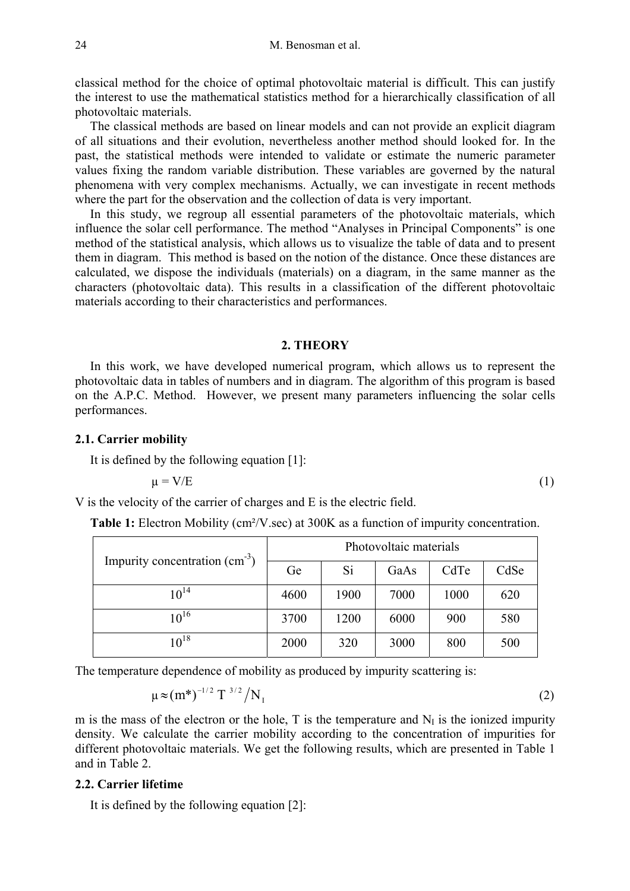classical method for the choice of optimal photovoltaic material is difficult. This can justify the interest to use the mathematical statistics method for a hierarchically classification of all photovoltaic materials.

The classical methods are based on linear models and can not provide an explicit diagram of all situations and their evolution, nevertheless another method should looked for. In the past, the statistical methods were intended to validate or estimate the numeric parameter values fixing the random variable distribution. These variables are governed by the natural phenomena with very complex mechanisms. Actually, we can investigate in recent methods where the part for the observation and the collection of data is very important.

In this study, we regroup all essential parameters of the photovoltaic materials, which influence the solar cell performance. The method "Analyses in Principal Components" is one method of the statistical analysis, which allows us to visualize the table of data and to present them in diagram. This method is based on the notion of the distance. Once these distances are calculated, we dispose the individuals (materials) on a diagram, in the same manner as the characters (photovoltaic data). This results in a classification of the different photovoltaic materials according to their characteristics and performances.

## 2. THEORY

In this work, we have developed numerical program, which allows us to represent the photovoltaic data in tables of numbers and in diagram. The algorithm of this program is based on the A.P.C. Method. However, we present many parameters influencing the solar cells performances.

### 2.1. Carrier mobility

It is defined by the following equation [1]:

$$\mu = V/E \tag{1}$$

V is the velocity of the carrier of charges and E is the electric field.

**Table 1:** Electron Mobility (cm²/V.sec) at 300K as a function of impurity concentration.

| Impurity concentration ($cm^{-3}$) | Photovoltaic materials | | | | |
|---|---|---|---|---|---|
| | Ge | Si | GaAs | CdTe | CdSe |
| $10^{14}$ | 4600 | 1900 | 7000 | 1000 | 620 |
| $10^{16}$ | 3700 | 1200 | 6000 | 900 | 580 |
| $10^{18}$ | 2000 | 320 | 3000 | 800 | 500 |

The temperature dependence of mobility as produced by impurity scattering is:

$$\mu \approx (m^*)^{-1/2}\, T^{3/2} / N_I \tag{2}$$

m is the mass of the electron or the hole, T is the temperature and $N_I$ is the ionized impurity density. We calculate the carrier mobility according to the concentration of impurities for different photovoltaic materials. We get the following results, which are presented in Table 1 and in Table 2.

### 2.2. Carrier lifetime

It is defined by the following equation [2]: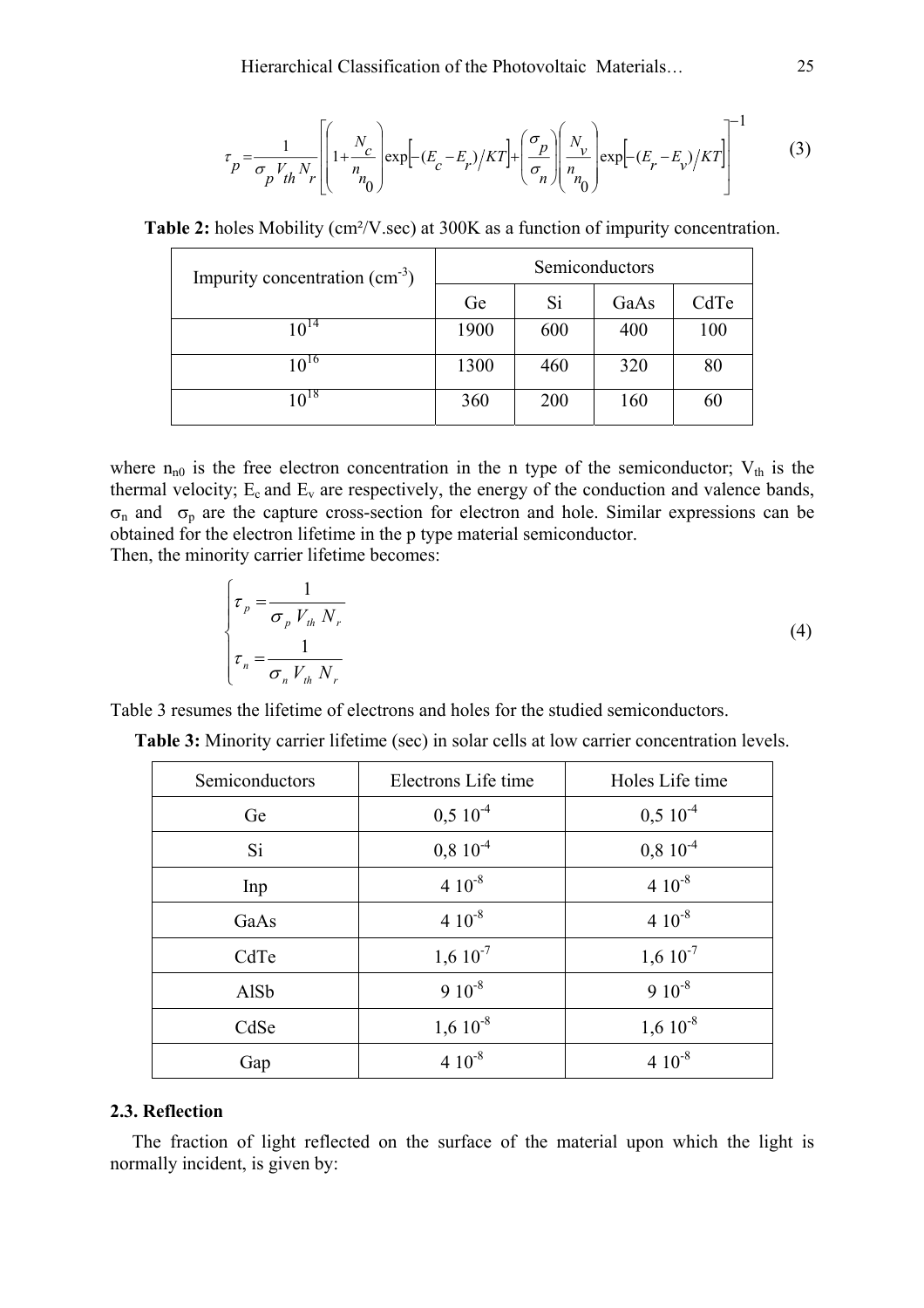$$\tau_p = \frac{1}{\sigma_p V_{th} N_r} \left[ \left(1 + \frac{N_c}{n_0}\right) \exp\left[-(E_c - E_r)/KT\right] + \left(\frac{\sigma_p}{\sigma_n}\right)\left(\frac{N_v}{n_0}\right) \exp\left[-(E_r - E_v)/KT\right] \right]^{-1} \tag{3}$$

**Table 2:** holes Mobility (cm²/V.sec) at 300K as a function of impurity concentration.

| Impurity concentration ($cm^{-3}$) | Semiconductors | | | |
|---|---|---|---|---|
| | Ge | Si | GaAs | CdTe |
| $10^{14}$ | 1900 | 600 | 400 | 100 |
| $10^{16}$ | 1300 | 460 | 320 | 80 |
| $10^{18}$ | 360 | 200 | 160 | 60 |

where $n_{n0}$ is the free electron concentration in the n type of the semiconductor; $V_{th}$ is the thermal velocity; $E_c$ and $E_v$ are respectively, the energy of the conduction and valence bands, $\sigma_n$ and $\sigma_p$ are the capture cross-section for electron and hole. Similar expressions can be obtained for the electron lifetime in the p type material semiconductor.
Then, the minority carrier lifetime becomes:

$$\begin{cases} \tau_p = \dfrac{1}{\sigma_p V_{th} N_r} \\ \tau_n = \dfrac{1}{\sigma_n V_{th} N_r} \end{cases} \tag{4}$$

Table 3 resumes the lifetime of electrons and holes for the studied semiconductors.

**Table 3:** Minority carrier lifetime (sec) in solar cells at low carrier concentration levels.

| Semiconductors | Electrons Life time | Holes Life time |
|---|---|---|
| Ge | $0{,}5\ 10^{-4}$ | $0{,}5\ 10^{-4}$ |
| Si | $0{,}8\ 10^{-4}$ | $0{,}8\ 10^{-4}$ |
| Inp | $4\ 10^{-8}$ | $4\ 10^{-8}$ |
| GaAs | $4\ 10^{-8}$ | $4\ 10^{-8}$ |
| CdTe | $1{,}6\ 10^{-7}$ | $1{,}6\ 10^{-7}$ |
| AlSb | $9\ 10^{-8}$ | $9\ 10^{-8}$ |
| CdSe | $1{,}6\ 10^{-8}$ | $1{,}6\ 10^{-8}$ |
| Gap | $4\ 10^{-8}$ | $4\ 10^{-8}$ |

### 2.3. Reflection

The fraction of light reflected on the surface of the material upon which the light is normally incident, is given by: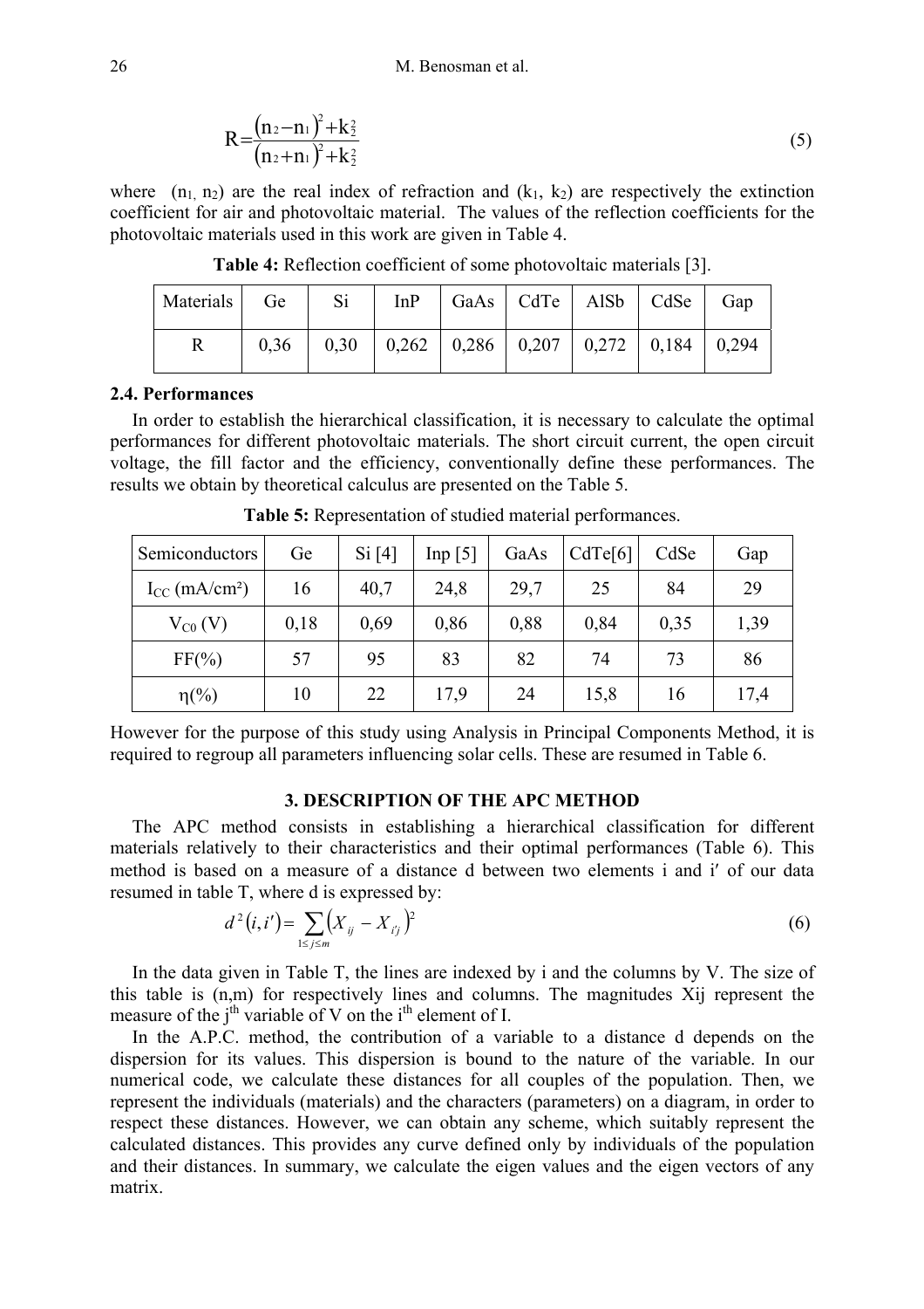$$R = \frac{(n_2 - n_1)^2 + k_2^2}{(n_2 + n_1)^2 + k_2^2} \tag{5}$$

where $(n_1, n_2)$ are the real index of refraction and $(k_1, k_2)$ are respectively the extinction coefficient for air and photovoltaic material. The values of the reflection coefficients for the photovoltaic materials used in this work are given in Table 4.

**Table 4:** Reflection coefficient of some photovoltaic materials [3].

| Materials | Ge | Si | InP | GaAs | CdTe | AlSb | CdSe | Gap |
|---|---|---|---|---|---|---|---|---|
| R | 0,36 | 0,30 | 0,262 | 0,286 | 0,207 | 0,272 | 0,184 | 0,294 |

### 2.4. Performances

In order to establish the hierarchical classification, it is necessary to calculate the optimal performances for different photovoltaic materials. The short circuit current, the open circuit voltage, the fill factor and the efficiency, conventionally define these performances. The results we obtain by theoretical calculus are presented on the Table 5.

**Table 5:** Representation of studied material performances.

| Semiconductors | Ge | Si [4] | Inp [5] | GaAs | CdTe[6] | CdSe | Gap |
|---|---|---|---|---|---|---|---|
| $I_{CC}$ (mA/cm²) | 16 | 40,7 | 24,8 | 29,7 | 25 | 84 | 29 |
| $V_{C0}$ (V) | 0,18 | 0,69 | 0,86 | 0,88 | 0,84 | 0,35 | 1,39 |
| FF(%) | 57 | 95 | 83 | 82 | 74 | 73 | 86 |
| $\eta$(%) | 10 | 22 | 17,9 | 24 | 15,8 | 16 | 17,4 |

However for the purpose of this study using Analysis in Principal Components Method, it is required to regroup all parameters influencing solar cells. These are resumed in Table 6.

## 3. DESCRIPTION OF THE APC METHOD

The APC method consists in establishing a hierarchical classification for different materials relatively to their characteristics and their optimal performances (Table 6). This method is based on a measure of a distance d between two elements i and i′ of our data resumed in table T, where d is expressed by:

$$d^2(i, i') = \sum_{1 \le j \le m} \left( X_{ij} - X_{i'j} \right)^2 \tag{6}$$

In the data given in Table T, the lines are indexed by i and the columns by V. The size of this table is (n,m) for respectively lines and columns. The magnitudes Xij represent the measure of the j[th] variable of V on the i[th] element of I.

In the A.P.C. method, the contribution of a variable to a distance d depends on the dispersion for its values. This dispersion is bound to the nature of the variable. In our numerical code, we calculate these distances for all couples of the population. Then, we represent the individuals (materials) and the characters (parameters) on a diagram, in order to respect these distances. However, we can obtain any scheme, which suitably represent the calculated distances. This provides any curve defined only by individuals of the population and their distances. In summary, we calculate the eigen values and the eigen vectors of any matrix.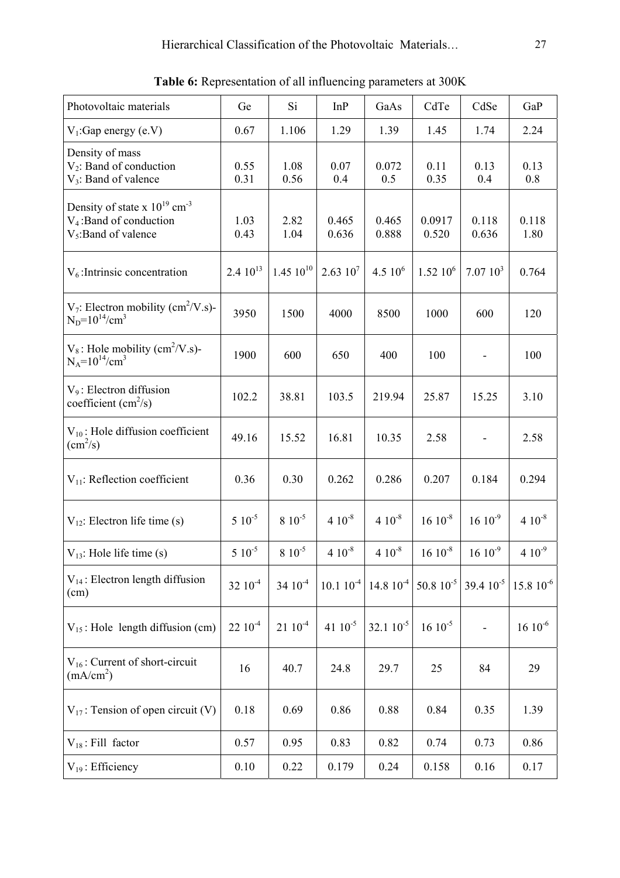**Table 6:** Representation of all influencing parameters at 300K

| Photovoltaic materials | Ge | Si | InP | GaAs | CdTe | CdSe | GaP |
|---|---|---|---|---|---|---|---|
| $V_1$:Gap energy (e.V) | 0.67 | 1.106 | 1.29 | 1.39 | 1.45 | 1.74 | 2.24 |
| Density of mass<br>$V_2$: Band of conduction<br>$V_3$: Band of valence | 0.55<br>0.31 | 1.08<br>0.56 | 0.07<br>0.4 | 0.072<br>0.5 | 0.11<br>0.35 | 0.13<br>0.4 | 0.13<br>0.8 |
| Density of state x $10^{19}$ cm$^{-3}$<br>$V_4$ :Band of conduction<br>$V_5$:Band of valence | 1.03<br>0.43 | 2.82<br>1.04 | 0.465<br>0.636 | 0.465<br>0.888 | 0.0917<br>0.520 | 0.118<br>0.636 | 0.118<br>1.80 |
| $V_6$ :Intrinsic concentration | 2.4 $10^{13}$ | 1.45 $10^{10}$ | 2.63 $10^{7}$ | 4.5 $10^{6}$ | 1.52 $10^{6}$ | 7.07 $10^{3}$ | 0.764 |
| $V_7$: Electron mobility (cm$^2$/V.s)- $N_D$=$10^{14}$/cm$^3$ | 3950 | 1500 | 4000 | 8500 | 1000 | 600 | 120 |
| $V_8$ : Hole mobility (cm$^2$/V.s)- $N_A$=$10^{14}$/cm$^3$ | 1900 | 600 | 650 | 400 | 100 | - | 100 |
| $V_9$ : Electron diffusion coefficient (cm$^2$/s) | 102.2 | 38.81 | 103.5 | 219.94 | 25.87 | 15.25 | 3.10 |
| $V_{10}$ : Hole diffusion coefficient (cm$^2$/s) | 49.16 | 15.52 | 16.81 | 10.35 | 2.58 | - | 2.58 |
| $V_{11}$: Reflection coefficient | 0.36 | 0.30 | 0.262 | 0.286 | 0.207 | 0.184 | 0.294 |
| $V_{12}$: Electron life time (s) | 5 $10^{-5}$ | 8 $10^{-5}$ | 4 $10^{-8}$ | 4 $10^{-8}$ | 16 $10^{-8}$ | 16 $10^{-9}$ | 4 $10^{-8}$ |
| $V_{13}$: Hole life time (s) | 5 $10^{-5}$ | 8 $10^{-5}$ | 4 $10^{-8}$ | 4 $10^{-8}$ | 16 $10^{-8}$ | 16 $10^{-9}$ | 4 $10^{-9}$ |
| $V_{14}$ : Electron length diffusion (cm) | 32 $10^{-4}$ | 34 $10^{-4}$ | 10.1 $10^{-4}$ | 14.8 $10^{-4}$ | 50.8 $10^{-5}$ | 39.4 $10^{-5}$ | 15.8 $10^{-6}$ |
| $V_{15}$ : Hole length diffusion (cm) | 22 $10^{-4}$ | 21 $10^{-4}$ | 41 $10^{-5}$ | 32.1 $10^{-5}$ | 16 $10^{-5}$ | - | 16 $10^{-6}$ |
| $V_{16}$ : Current of short-circuit (mA/cm$^2$) | 16 | 40.7 | 24.8 | 29.7 | 25 | 84 | 29 |
| $V_{17}$ : Tension of open circuit (V) | 0.18 | 0.69 | 0.86 | 0.88 | 0.84 | 0.35 | 1.39 |
| $V_{18}$ : Fill factor | 0.57 | 0.95 | 0.83 | 0.82 | 0.74 | 0.73 | 0.86 |
| $V_{19}$ : Efficiency | 0.10 | 0.22 | 0.179 | 0.24 | 0.158 | 0.16 | 0.17 |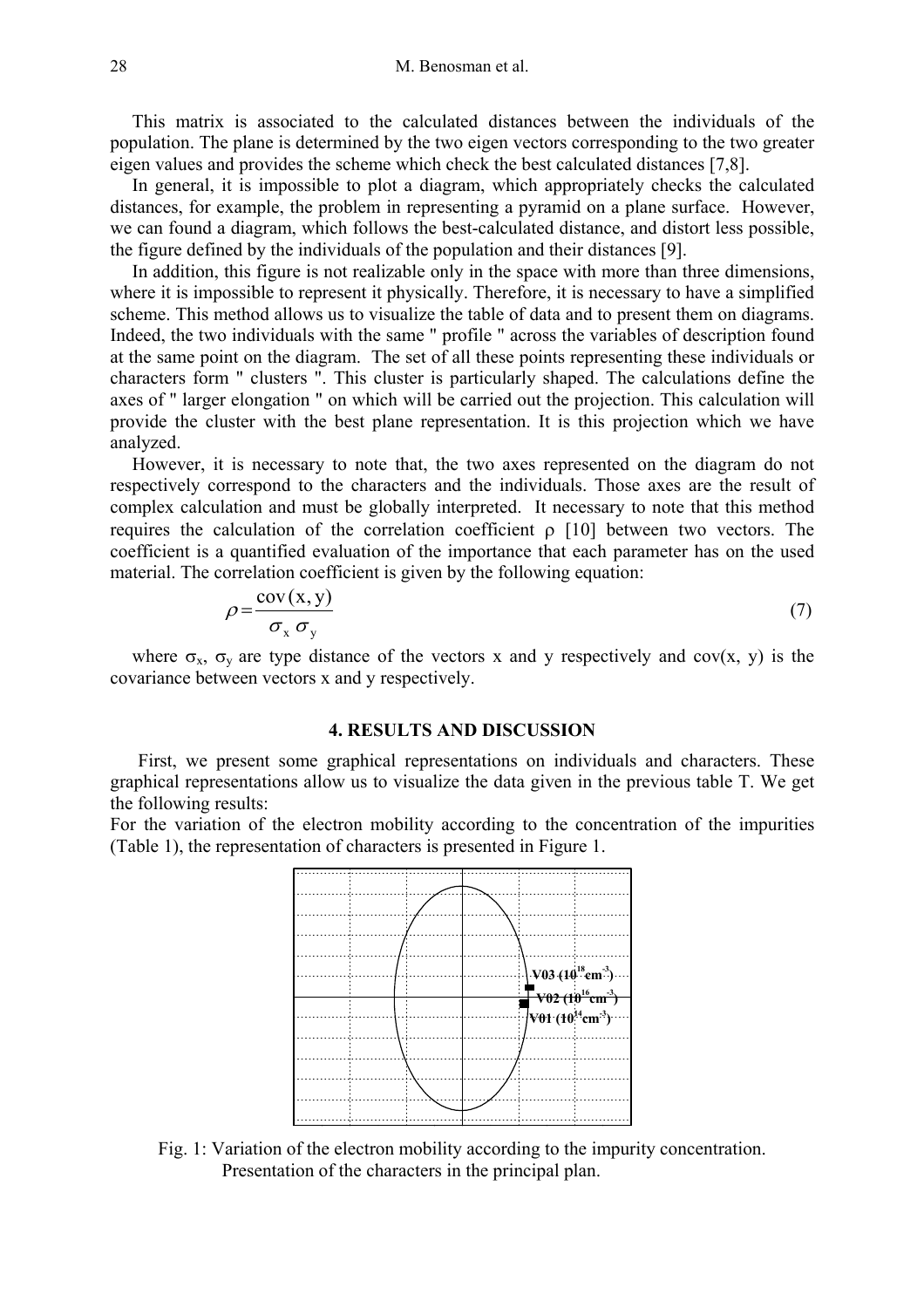This matrix is associated to the calculated distances between the individuals of the population. The plane is determined by the two eigen vectors corresponding to the two greater eigen values and provides the scheme which check the best calculated distances [7,8].

In general, it is impossible to plot a diagram, which appropriately checks the calculated distances, for example, the problem in representing a pyramid on a plane surface. However, we can found a diagram, which follows the best-calculated distance, and distort less possible, the figure defined by the individuals of the population and their distances [9].

In addition, this figure is not realizable only in the space with more than three dimensions, where it is impossible to represent it physically. Therefore, it is necessary to have a simplified scheme. This method allows us to visualize the table of data and to present them on diagrams. Indeed, the two individuals with the same " profile " across the variables of description found at the same point on the diagram. The set of all these points representing these individuals or characters form " clusters ". This cluster is particularly shaped. The calculations define the axes of " larger elongation " on which will be carried out the projection. This calculation will provide the cluster with the best plane representation. It is this projection which we have analyzed.

However, it is necessary to note that, the two axes represented on the diagram do not respectively correspond to the characters and the individuals. Those axes are the result of complex calculation and must be globally interpreted. It necessary to note that this method requires the calculation of the correlation coefficient $\rho$ [10] between two vectors. The coefficient is a quantified evaluation of the importance that each parameter has on the used material. The correlation coefficient is given by the following equation:

$$\rho = \frac{\operatorname{cov}(x, y)}{\sigma_x \, \sigma_y} \tag{7}$$

where $\sigma_x$, $\sigma_y$ are type distance of the vectors x and y respectively and cov(x, y) is the covariance between vectors x and y respectively.

## 4. RESULTS AND DISCUSSION

First, we present some graphical representations on individuals and characters. These graphical representations allow us to visualize the data given in the previous table T. We get the following results:

For the variation of the electron mobility according to the concentration of the impurities (Table 1), the representation of characters is presented in Figure 1.

Fig. 1: Variation of the electron mobility according to the impurity concentration. Presentation of the characters in the principal plan.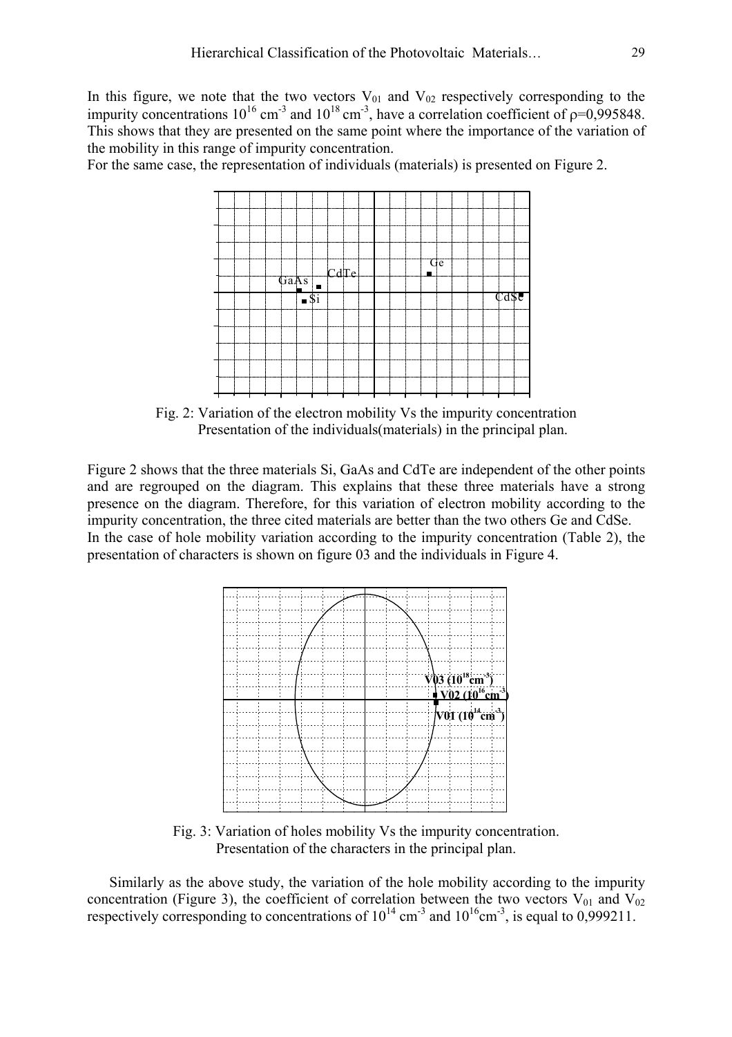In this figure, we note that the two vectors $V_{01}$ and $V_{02}$ respectively corresponding to the impurity concentrations $10^{16}$ cm$^{-3}$ and $10^{18}$ cm$^{-3}$, have a correlation coefficient of $\rho$=0,995848. This shows that they are presented on the same point where the importance of the variation of the mobility in this range of impurity concentration.

For the same case, the representation of individuals (materials) is presented on Figure 2.

Fig. 2: Variation of the electron mobility Vs the impurity concentration Presentation of the individuals(materials) in the principal plan.

Figure 2 shows that the three materials Si, GaAs and CdTe are independent of the other points and are regrouped on the diagram. This explains that these three materials have a strong presence on the diagram. Therefore, for this variation of electron mobility according to the impurity concentration, the three cited materials are better than the two others Ge and CdSe.

In the case of hole mobility variation according to the impurity concentration (Table 2), the presentation of characters is shown on figure 03 and the individuals in Figure 4.

Fig. 3: Variation of holes mobility Vs the impurity concentration. Presentation of the characters in the principal plan.

Similarly as the above study, the variation of the hole mobility according to the impurity concentration (Figure 3), the coefficient of correlation between the two vectors $V_{01}$ and $V_{02}$ respectively corresponding to concentrations of $10^{14}$ cm$^{-3}$ and $10^{16}$cm$^{-3}$, is equal to 0,999211.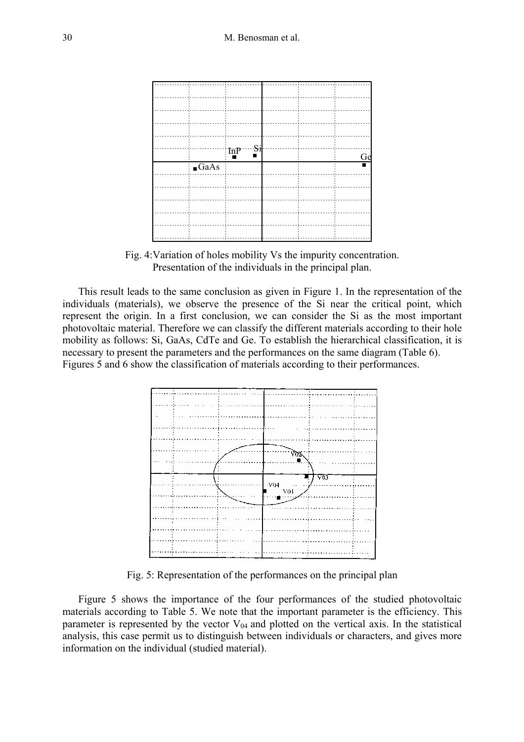Fig. 4: Variation of holes mobility Vs the impurity concentration. Presentation of the individuals in the principal plan.

This result leads to the same conclusion as given in Figure 1. In the representation of the individuals (materials), we observe the presence of the Si near the critical point, which represent the origin. In a first conclusion, we can consider the Si as the most important photovoltaic material. Therefore we can classify the different materials according to their hole mobility as follows: Si, GaAs, CdTe and Ge. To establish the hierarchical classification, it is necessary to present the parameters and the performances on the same diagram (Table 6).
Figures 5 and 6 show the classification of materials according to their performances.

Fig. 5: Representation of the performances on the principal plan

Figure 5 shows the importance of the four performances of the studied photovoltaic materials according to Table 5. We note that the important parameter is the efficiency. This parameter is represented by the vector $V_{04}$ and plotted on the vertical axis. In the statistical analysis, this case permit us to distinguish between individuals or characters, and gives more information on the individual (studied material).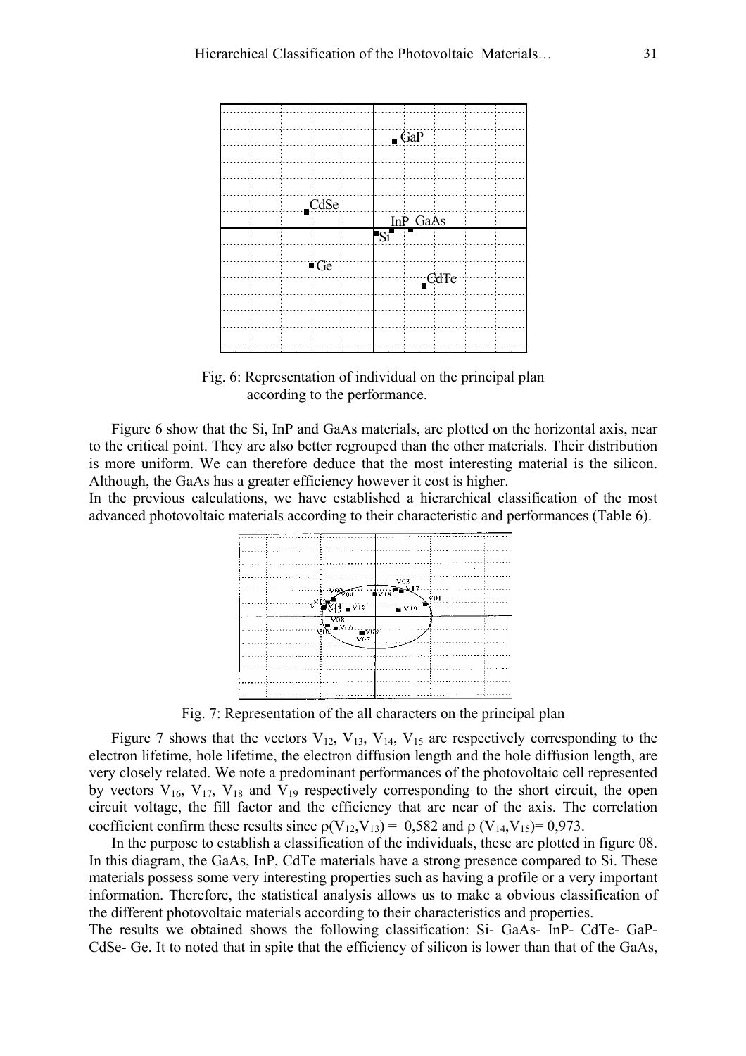Fig. 6: Representation of individual on the principal plan according to the performance.

Figure 6 show that the Si, InP and GaAs materials, are plotted on the horizontal axis, near to the critical point. They are also better regrouped than the other materials. Their distribution is more uniform. We can therefore deduce that the most interesting material is the silicon. Although, the GaAs has a greater efficiency however it cost is higher.

In the previous calculations, we have established a hierarchical classification of the most advanced photovoltaic materials according to their characteristic and performances (Table 6).

Fig. 7: Representation of the all characters on the principal plan

Figure 7 shows that the vectors $V_{12}$, $V_{13}$, $V_{14}$, $V_{15}$ are respectively corresponding to the electron lifetime, hole lifetime, the electron diffusion length and the hole diffusion length, are very closely related. We note a predominant performances of the photovoltaic cell represented by vectors $V_{16}$, $V_{17}$, $V_{18}$ and $V_{19}$ respectively corresponding to the short circuit, the open circuit voltage, the fill factor and the efficiency that are near of the axis. The correlation coefficient confirm these results since $\rho(V_{12},V_{13}) =$ 0,582 and $\rho(V_{14},V_{15}) =$ 0,973.

In the purpose to establish a classification of the individuals, these are plotted in figure 08. In this diagram, the GaAs, InP, CdTe materials have a strong presence compared to Si. These materials possess some very interesting properties such as having a profile or a very important information. Therefore, the statistical analysis allows us to make a obvious classification of the different photovoltaic materials according to their characteristics and properties.

The results we obtained shows the following classification: Si- GaAs- InP- CdTe- GaP- CdSe- Ge. It to noted that in spite that the efficiency of silicon is lower than that of the GaAs,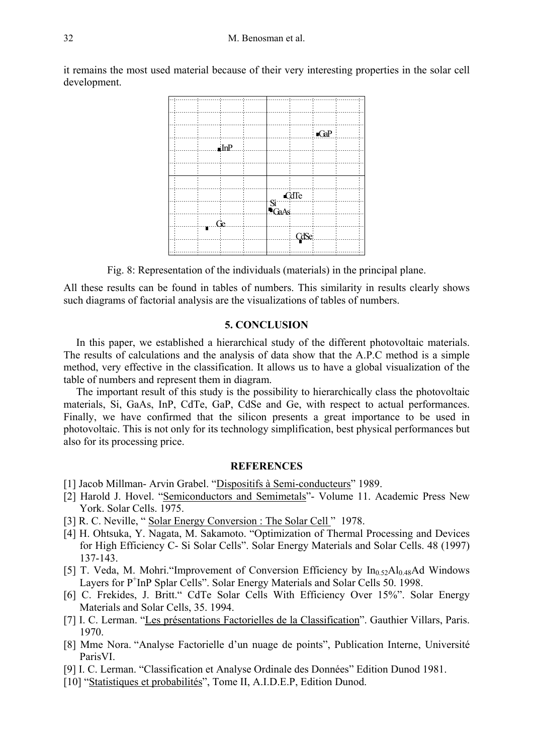it remains the most used material because of their very interesting properties in the solar cell development.

GaP
InP
CdTe
Si
GaAs
Ge
CdSe

Fig. 8: Representation of the individuals (materials) in the principal plane.

All these results can be found in tables of numbers. This similarity in results clearly shows such diagrams of factorial analysis are the visualizations of tables of numbers.

## 5. CONCLUSION

In this paper, we established a hierarchical study of the different photovoltaic materials. The results of calculations and the analysis of data show that the A.P.C method is a simple method, very effective in the classification. It allows us to have a global visualization of the table of numbers and represent them in diagram.

The important result of this study is the possibility to hierarchically class the photovoltaic materials, Si, GaAs, InP, CdTe, GaP, CdSe and Ge, with respect to actual performances. Finally, we have confirmed that the silicon presents a great importance to be used in photovoltaic. This is not only for its technology simplification, best physical performances but also for its processing price.

## REFERENCES

[1] Jacob Millman- Arvin Grabel. "Dispositifs à Semi-conducteurs" 1989.

[2] Harold J. Hovel. "Semiconductors and Semimetals"- Volume 11. Academic Press New York. Solar Cells. 1975.

[3] R. C. Neville, " Solar Energy Conversion : The Solar Cell " 1978.

[4] H. Ohtsuka, Y. Nagata, M. Sakamoto. "Optimization of Thermal Processing and Devices for High Efficiency C- Si Solar Cells". Solar Energy Materials and Solar Cells. 48 (1997) 137-143.

[5] T. Veda, M. Mohri."Improvement of Conversion Efficiency by $In_{0.52}Al_{0.48}Ad$ Windows Layers for $P^{+}InP$ Splar Cells". Solar Energy Materials and Solar Cells 50. 1998.

[6] C. Frekides, J. Britt." CdTe Solar Cells With Efficiency Over 15%". Solar Energy Materials and Solar Cells, 35. 1994.

[7] I. C. Lerman. "Les présentations Factorielles de la Classification". Gauthier Villars, Paris. 1970.

[8] Mme Nora. "Analyse Factorielle d'un nuage de points", Publication Interne, Université ParisVI.

[9] I. C. Lerman. "Classification et Analyse Ordinale des Données" Edition Dunod 1981.

[10] "Statistiques et probabilités", Tome II, A.I.D.E.P, Edition Dunod.